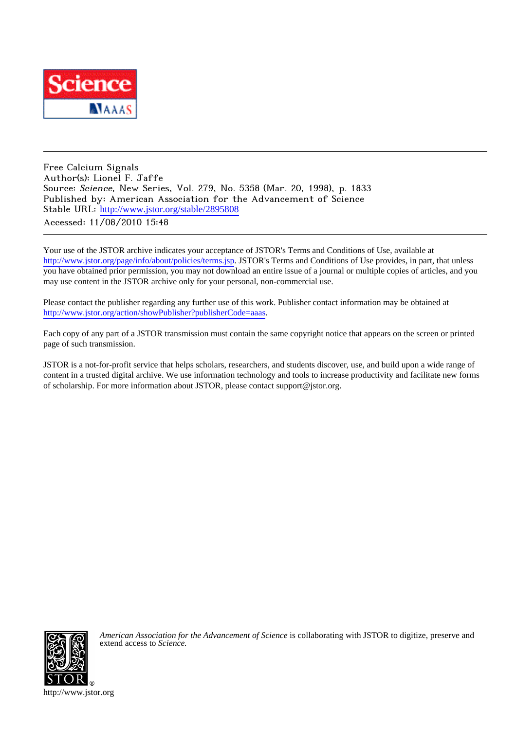Free Calcium Signals
Author(s): Lionel F. Jaffe
Source: *Science*, New Series, Vol. 279, No. 5358 (Mar. 20, 1998), p. 1833
Published by: American Association for the Advancement of Science
Stable URL: http://www.jstor.org/stable/2895808
Accessed: 11/08/2010 15:48

Your use of the JSTOR archive indicates your acceptance of JSTOR's Terms and Conditions of Use, available at http://www.jstor.org/page/info/about/policies/terms.jsp. JSTOR's Terms and Conditions of Use provides, in part, that unless you have obtained prior permission, you may not download an entire issue of a journal or multiple copies of articles, and you may use content in the JSTOR archive only for your personal, non-commercial use.

Please contact the publisher regarding any further use of this work. Publisher contact information may be obtained at http://www.jstor.org/action/showPublisher?publisherCode=aaas.

Each copy of any part of a JSTOR transmission must contain the same copyright notice that appears on the screen or printed page of such transmission.

JSTOR is a not-for-profit service that helps scholars, researchers, and students discover, use, and build upon a wide range of content in a trusted digital archive. We use information technology and tools to increase productivity and facilitate new forms of scholarship. For more information about JSTOR, please contact support@jstor.org.

*American Association for the Advancement of Science* is collaborating with JSTOR to digitize, preserve and extend access to *Science.*

http://www.jstor.org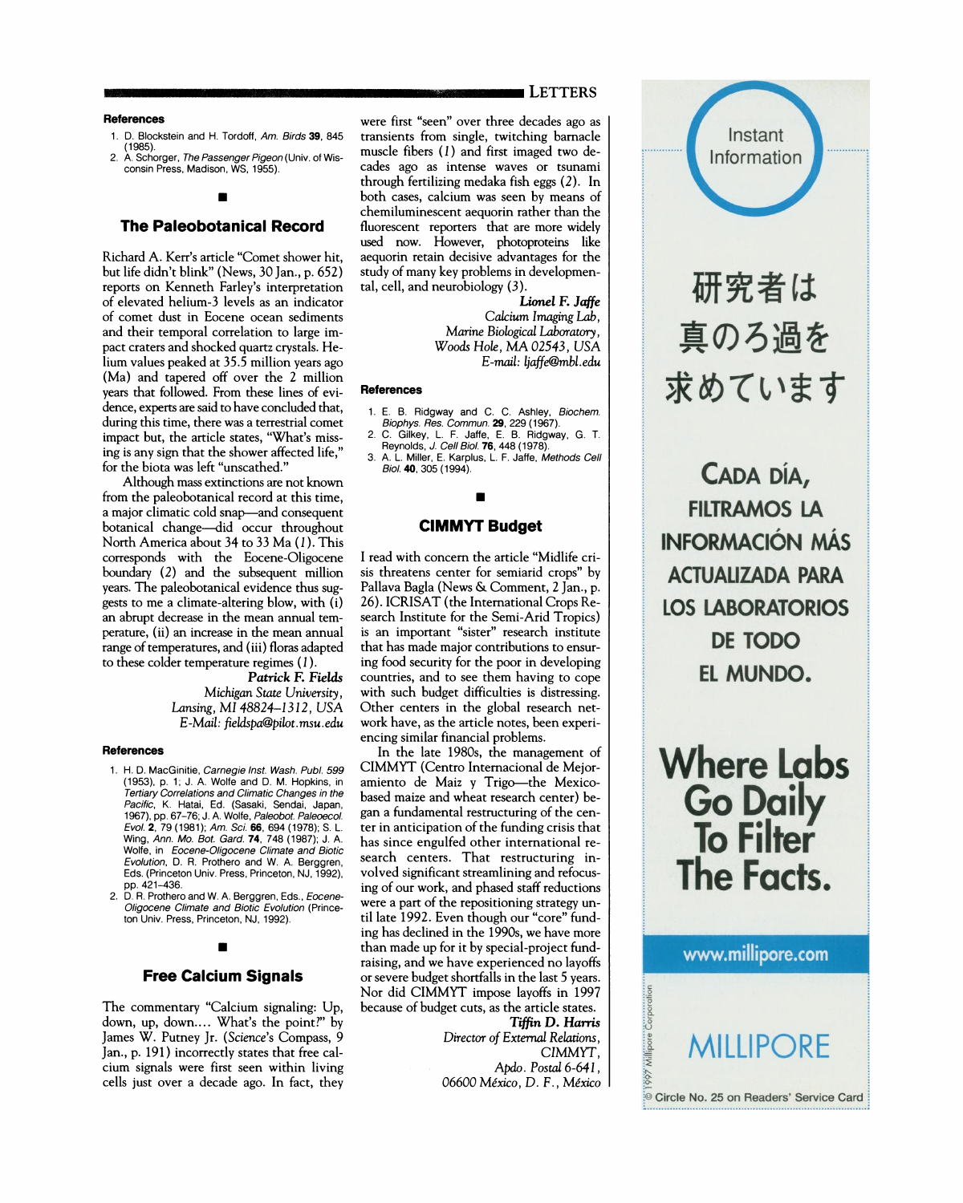## References

1. D. Blockstein and H. Tordoff, *Am. Birds* **39**, 845 (1985).
2. A. Schorger, *The Passenger Pigeon* (Univ. of Wisconsin Press, Madison, WS, 1955).

## The Paleobotanical Record

Richard A. Kerr's article "Comet shower hit, but life didn't blink" (News, 30 Jan., p. 652) reports on Kenneth Farley's interpretation of elevated helium-3 levels as an indicator of comet dust in Eocene ocean sediments and their temporal correlation to large impact craters and shocked quartz crystals. Helium values peaked at 35.5 million years ago (Ma) and tapered off over the 2 million years that followed. From these lines of evidence, experts are said to have concluded that, during this time, there was a terrestrial comet impact but, the article states, "What's missing is any sign that the shower affected life," for the biota was left "unscathed."

Although mass extinctions are not known from the paleobotanical record at this time, a major climatic cold snap—and consequent botanical change—did occur throughout North America about 34 to 33 Ma (*1*). This corresponds with the Eocene-Oligocene boundary (*2*) and the subsequent million years. The paleobotanical evidence thus suggests to me a climate-altering blow, with (i) an abrupt decrease in the mean annual temperature, (ii) an increase in the mean annual range of temperatures, and (iii) floras adapted to these colder temperature regimes (*1*).

**Patrick F. Fields**
*Michigan State University,*
*Lansing, MI 48824–1312, USA*
*E-Mail: fieldspa@pilot.msu.edu*

### References

1. H. D. MacGinitie, *Carnegie Inst. Wash. Publ. 599* (1953), p. 1; J. A. Wolfe and D. M. Hopkins, in *Tertiary Correlations and Climatic Changes in the Pacific*, K. Hatai, Ed. (Sasaki, Sendai, Japan, 1967), pp. 67–76; J. A. Wolfe, *Paleobot. Paleoecol. Evol.* **2**, 79 (1981); *Am. Sci.* **66**, 694 (1978); S. L. Wing, *Ann. Mo. Bot. Gard.* **74**, 748 (1987); J. A. Wolfe, in *Eocene-Oligocene Climate and Biotic Evolution*, D. R. Prothero and W. A. Berggren, Eds. (Princeton Univ. Press, Princeton, NJ, 1992), pp. 421–436.
2. D. R. Prothero and W. A. Berggren, Eds., *Eocene-Oligocene Climate and Biotic Evolution* (Princeton Univ. Press, Princeton, NJ, 1992).

## Free Calcium Signals

The commentary "Calcium signaling: Up, down, up, down.... What's the point?" by James W. Putney Jr. (*Science*'s Compass, 9 Jan., p. 191) incorrectly states that free calcium signals were first seen within living cells just over a decade ago. In fact, they were first "seen" over three decades ago as transients from single, twitching barnacle muscle fibers (*1*) and first imaged two decades ago as intense waves or tsunami through fertilizing medaka fish eggs (*2*). In both cases, calcium was seen by means of chemiluminescent aequorin rather than the fluorescent reporters that are more widely used now. However, photoproteins like aequorin retain decisive advantages for the study of many key problems in developmental, cell, and neurobiology (*3*).

**Lionel F. Jaffe**
*Calcium Imaging Lab,*
*Marine Biological Laboratory,*
*Woods Hole, MA 02543, USA*
*E-mail: ljaffe@mbl.edu*

### References

1. E. B. Ridgway and C. C. Ashley, *Biochem. Biophys. Res. Commun.* **29**, 229 (1967).
2. C. Gilkey, L. F. Jaffe, E. B. Ridgway, G. T. Reynolds, *J. Cell Biol.* **76**, 448 (1978).
3. A. L. Miller, E. Karplus, L. F. Jaffe, *Methods Cell Biol.* **40**, 305 (1994).

## CIMMYT Budget

I read with concern the article "Midlife crisis threatens center for semiarid crops" by Pallava Bagla (News & Comment, 2 Jan., p. 26). ICRISAT (the International Crops Research Institute for the Semi-Arid Tropics) is an important "sister" research institute that has made major contributions to ensuring food security for the poor in developing countries, and to see them having to cope with such budget difficulties is distressing. Other centers in the global research network have, as the article notes, been experiencing similar financial problems.

In the late 1980s, the management of CIMMYT (Centro Internacional de Mejoramiento de Maiz y Trigo—the Mexico-based maize and wheat research center) began a fundamental restructuring of the center in anticipation of the funding crisis that has since engulfed other international research centers. That restructuring involved significant streamlining and refocusing of our work, and phased staff reductions were a part of the repositioning strategy until late 1992. Even though our "core" funding has declined in the 1990s, we have more than made up for it by special-project fundraising, and we have experienced no layoffs or severe budget shortfalls in the last 5 years. Nor did CIMMYT impose layoffs in 1997 because of budget cuts, as the article states.

**Tiffin D. Harris**
*Director of External Relations,*
*CIMMYT,*
*Apdo. Postal 6-641,*
*06600 México, D. F., México*

Instant Information

研究者は真のろ過を求めています

CADA DÍA, FILTRAMOS LA INFORMACIÓN MÁS ACTUALIZADA PARA LOS LABORATORIOS DE TODO EL MUNDO.

Where Labs Go Daily To Filter The Facts.

www.millipore.com

MILLIPORE

© 1997 Millipore Corporation

Circle No. 25 on Readers' Service Card